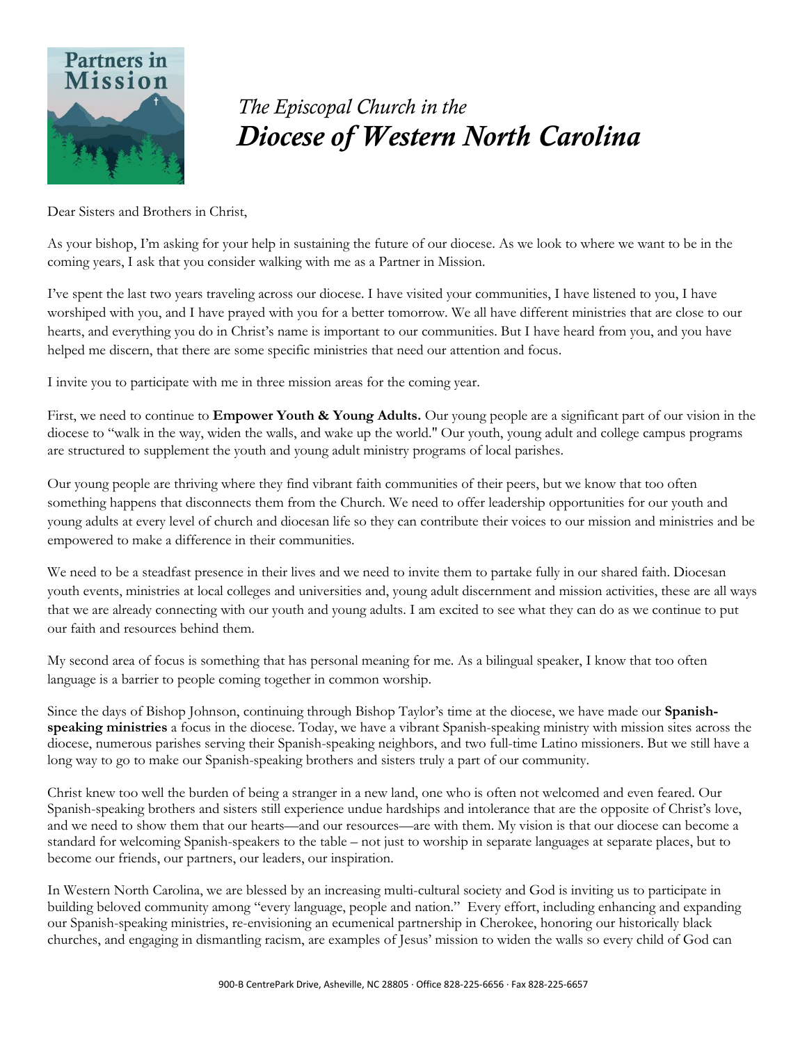*The Episcopal Church in the*
***Diocese of Western North Carolina***

Dear Sisters and Brothers in Christ,

As your bishop, I'm asking for your help in sustaining the future of our diocese. As we look to where we want to be in the coming years, I ask that you consider walking with me as a Partner in Mission.

I've spent the last two years traveling across our diocese. I have visited your communities, I have listened to you, I have worshiped with you, and I have prayed with you for a better tomorrow. We all have different ministries that are close to our hearts, and everything you do in Christ's name is important to our communities. But I have heard from you, and you have helped me discern, that there are some specific ministries that need our attention and focus.

I invite you to participate with me in three mission areas for the coming year.

First, we need to continue to **Empower Youth & Young Adults.** Our young people are a significant part of our vision in the diocese to "walk in the way, widen the walls, and wake up the world." Our youth, young adult and college campus programs are structured to supplement the youth and young adult ministry programs of local parishes.

Our young people are thriving where they find vibrant faith communities of their peers, but we know that too often something happens that disconnects them from the Church. We need to offer leadership opportunities for our youth and young adults at every level of church and diocesan life so they can contribute their voices to our mission and ministries and be empowered to make a difference in their communities.

We need to be a steadfast presence in their lives and we need to invite them to partake fully in our shared faith. Diocesan youth events, ministries at local colleges and universities and, young adult discernment and mission activities, these are all ways that we are already connecting with our youth and young adults. I am excited to see what they can do as we continue to put our faith and resources behind them.

My second area of focus is something that has personal meaning for me. As a bilingual speaker, I know that too often language is a barrier to people coming together in common worship.

Since the days of Bishop Johnson, continuing through Bishop Taylor's time at the diocese, we have made our **Spanish-speaking ministries** a focus in the diocese. Today, we have a vibrant Spanish-speaking ministry with mission sites across the diocese, numerous parishes serving their Spanish-speaking neighbors, and two full-time Latino missioners. But we still have a long way to go to make our Spanish-speaking brothers and sisters truly a part of our community.

Christ knew too well the burden of being a stranger in a new land, one who is often not welcomed and even feared. Our Spanish-speaking brothers and sisters still experience undue hardships and intolerance that are the opposite of Christ's love, and we need to show them that our hearts—and our resources—are with them. My vision is that our diocese can become a standard for welcoming Spanish-speakers to the table – not just to worship in separate languages at separate places, but to become our friends, our partners, our leaders, our inspiration.

In Western North Carolina, we are blessed by an increasing multi-cultural society and God is inviting us to participate in building beloved community among "every language, people and nation." Every effort, including enhancing and expanding our Spanish-speaking ministries, re-envisioning an ecumenical partnership in Cherokee, honoring our historically black churches, and engaging in dismantling racism, are examples of Jesus' mission to widen the walls so every child of God can

900-B CentrePark Drive, Asheville, NC 28805 · Office 828-225-6656 · Fax 828-225-6657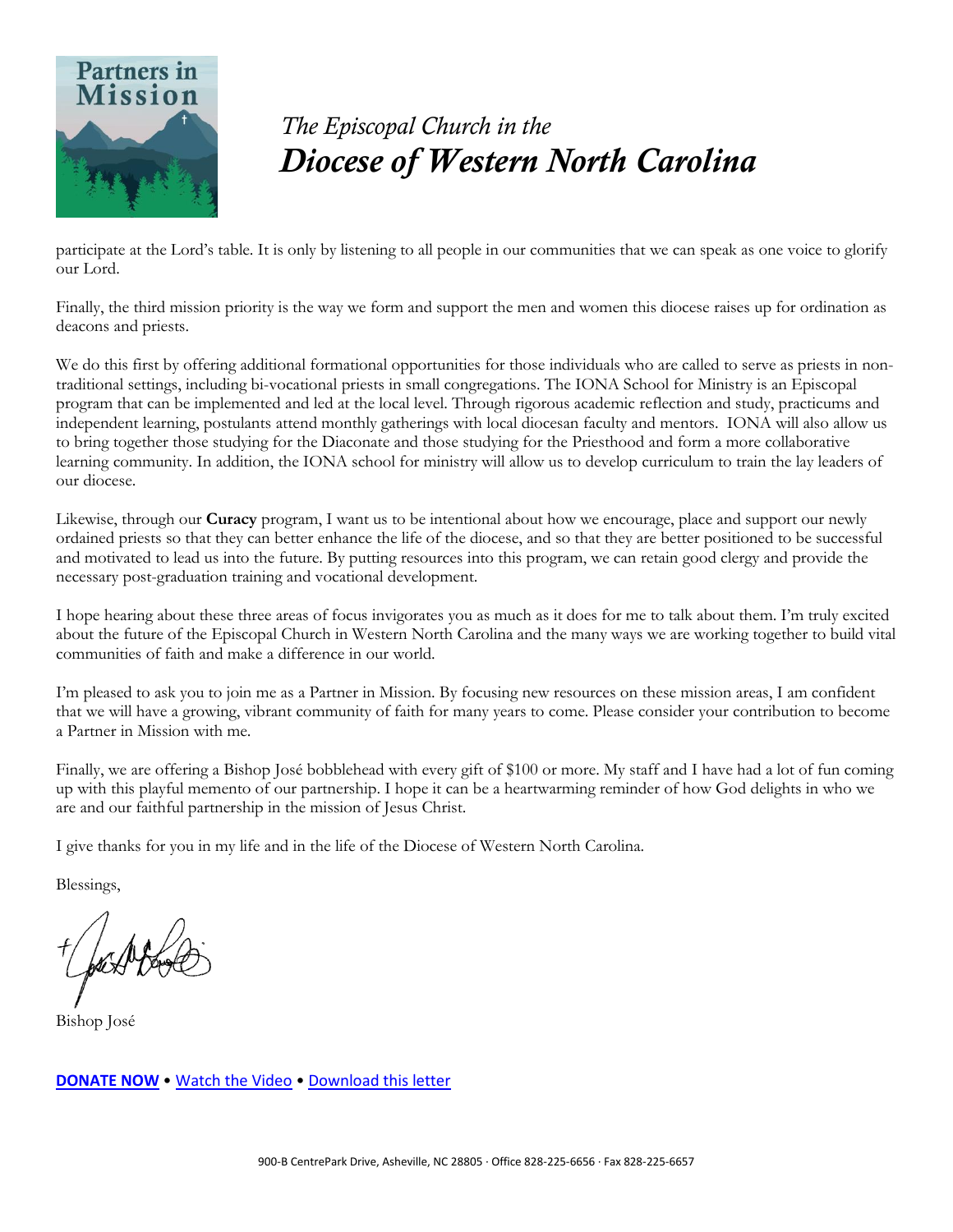*The Episcopal Church in the*
***Diocese of Western North Carolina***

participate at the Lord's table. It is only by listening to all people in our communities that we can speak as one voice to glorify our Lord.

Finally, the third mission priority is the way we form and support the men and women this diocese raises up for ordination as deacons and priests.

We do this first by offering additional formational opportunities for those individuals who are called to serve as priests in non-traditional settings, including bi-vocational priests in small congregations. The IONA School for Ministry is an Episcopal program that can be implemented and led at the local level. Through rigorous academic reflection and study, practicums and independent learning, postulants attend monthly gatherings with local diocesan faculty and mentors. IONA will also allow us to bring together those studying for the Diaconate and those studying for the Priesthood and form a more collaborative learning community. In addition, the IONA school for ministry will allow us to develop curriculum to train the lay leaders of our diocese.

Likewise, through our **Curacy** program, I want us to be intentional about how we encourage, place and support our newly ordained priests so that they can better enhance the life of the diocese, and so that they are better positioned to be successful and motivated to lead us into the future. By putting resources into this program, we can retain good clergy and provide the necessary post-graduation training and vocational development.

I hope hearing about these three areas of focus invigorates you as much as it does for me to talk about them. I'm truly excited about the future of the Episcopal Church in Western North Carolina and the many ways we are working together to build vital communities of faith and make a difference in our world.

I'm pleased to ask you to join me as a Partner in Mission. By focusing new resources on these mission areas, I am confident that we will have a growing, vibrant community of faith for many years to come. Please consider your contribution to become a Partner in Mission with me.

Finally, we are offering a Bishop José bobblehead with every gift of $100 or more. My staff and I have had a lot of fun coming up with this playful memento of our partnership. I hope it can be a heartwarming reminder of how God delights in who we are and our faithful partnership in the mission of Jesus Christ.

I give thanks for you in my life and in the life of the Diocese of Western North Carolina.

Blessings,

Bishop José

**DONATE NOW** • Watch the Video • Download this letter

900-B CentrePark Drive, Asheville, NC 28805 · Office 828-225-6656 · Fax 828-225-6657